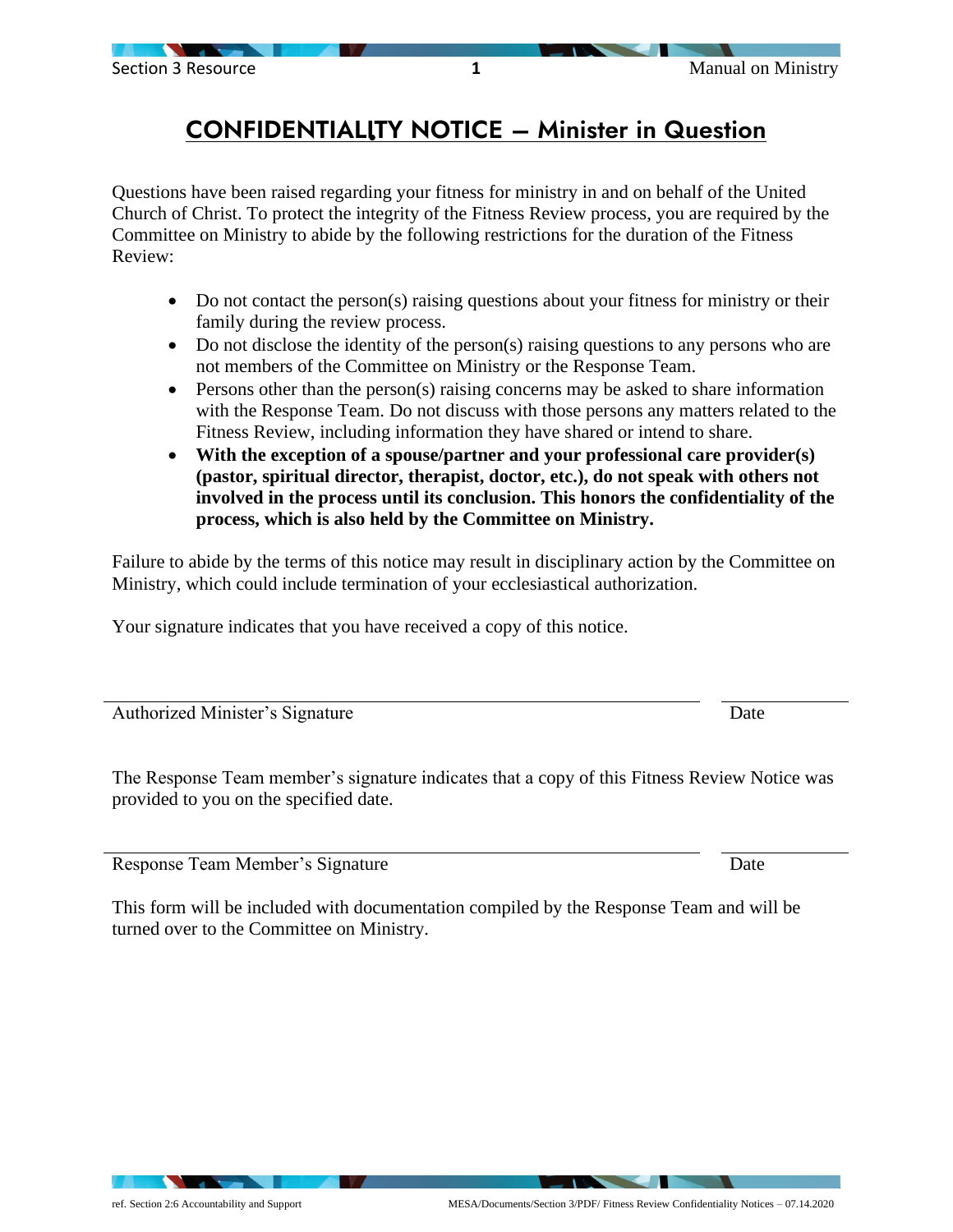# CONFIDENTIALITY NOTICE – Minister in Question

Questions have been raised regarding your fitness for ministry in and on behalf of the United Church of Christ. To protect the integrity of the Fitness Review process, you are required by the Committee on Ministry to abide by the following restrictions for the duration of the Fitness Review:

- Do not contact the person(s) raising questions about your fitness for ministry or their family during the review process.
- Do not disclose the identity of the person(s) raising questions to any persons who are not members of the Committee on Ministry or the Response Team.
- Persons other than the person(s) raising concerns may be asked to share information with the Response Team. Do not discuss with those persons any matters related to the Fitness Review, including information they have shared or intend to share.
- **With the exception of a spouse/partner and your professional care provider(s) (pastor, spiritual director, therapist, doctor, etc.), do not speak with others not involved in the process until its conclusion. This honors the confidentiality of the process, which is also held by the Committee on Ministry.**

Failure to abide by the terms of this notice may result in disciplinary action by the Committee on Ministry, which could include termination of your ecclesiastical authorization.

Your signature indicates that you have received a copy of this notice.

\_\_\_\_\_\_\_\_\_\_\_\_\_\_\_\_\_\_\_\_\_\_\_\_\_\_\_\_\_\_\_\_\_\_\_\_\_\_\_\_\_\_\_\_\_\_\_\_\_\_ \_\_\_\_\_\_\_\_\_\_\_\_

Authorized Minister's Signature  Date

The Response Team member's signature indicates that a copy of this Fitness Review Notice was provided to you on the specified date.

\_\_\_\_\_\_\_\_\_\_\_\_\_\_\_\_\_\_\_\_\_\_\_\_\_\_\_\_\_\_\_\_\_\_\_\_\_\_\_\_\_\_\_\_\_\_\_\_\_\_ \_\_\_\_\_\_\_\_\_\_\_\_

Response Team Member's Signature  Date

This form will be included with documentation compiled by the Response Team and will be turned over to the Committee on Ministry.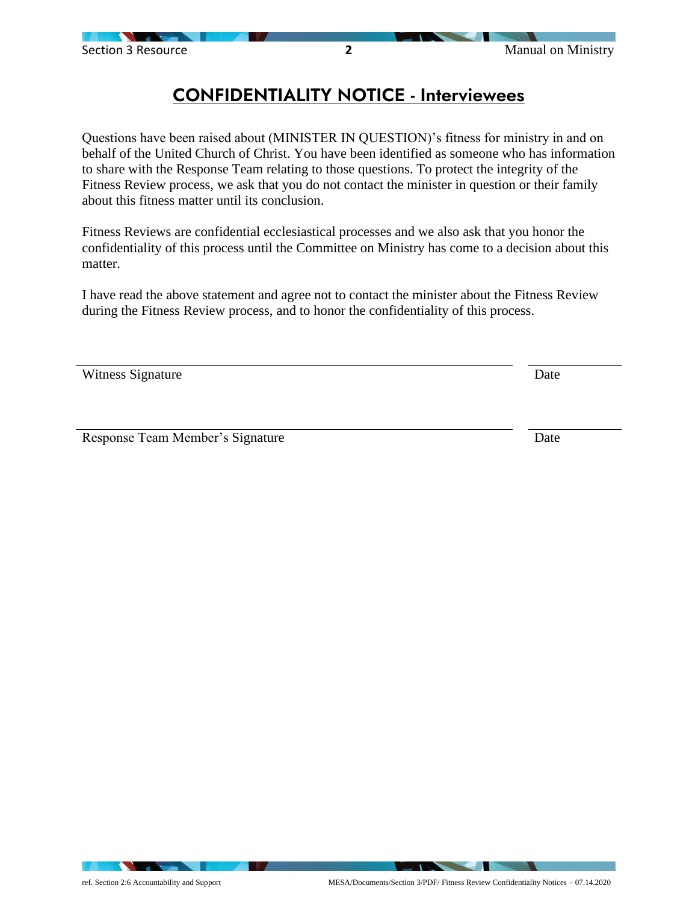# CONFIDENTIALITY NOTICE - Interviewees

Questions have been raised about (MINISTER IN QUESTION)'s fitness for ministry in and on behalf of the United Church of Christ. You have been identified as someone who has information to share with the Response Team relating to those questions. To protect the integrity of the Fitness Review process, we ask that you do not contact the minister in question or their family about this fitness matter until its conclusion.

Fitness Reviews are confidential ecclesiastical processes and we also ask that you honor the confidentiality of this process until the Committee on Ministry has come to a decision about this matter.

I have read the above statement and agree not to contact the minister about the Fitness Review during the Fitness Review process, and to honor the confidentiality of this process.

______________________________________________ ____________

Witness Signature Date

______________________________________________ ____________

Response Team Member's Signature Date